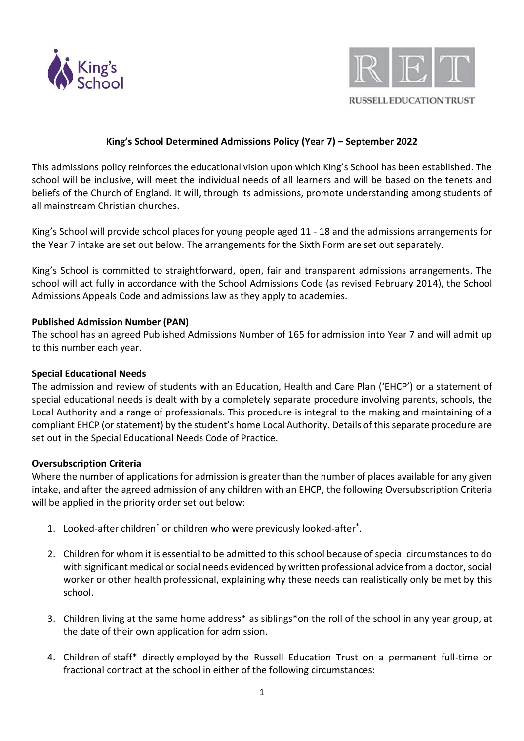King's School

RET
RUSSELL EDUCATION TRUST

# King's School Determined Admissions Policy (Year 7) – September 2022

This admissions policy reinforces the educational vision upon which King's School has been established. The school will be inclusive, will meet the individual needs of all learners and will be based on the tenets and beliefs of the Church of England. It will, through its admissions, promote understanding among students of all mainstream Christian churches.

King's School will provide school places for young people aged 11 - 18 and the admissions arrangements for the Year 7 intake are set out below. The arrangements for the Sixth Form are set out separately.

King's School is committed to straightforward, open, fair and transparent admissions arrangements. The school will act fully in accordance with the School Admissions Code (as revised February 2014), the School Admissions Appeals Code and admissions law as they apply to academies.

**Published Admission Number (PAN)**
The school has an agreed Published Admissions Number of 165 for admission into Year 7 and will admit up to this number each year.

**Special Educational Needs**
The admission and review of students with an Education, Health and Care Plan ('EHCP') or a statement of special educational needs is dealt with by a completely separate procedure involving parents, schools, the Local Authority and a range of professionals. This procedure is integral to the making and maintaining of a compliant EHCP (or statement) by the student's home Local Authority. Details of this separate procedure are set out in the Special Educational Needs Code of Practice.

**Oversubscription Criteria**
Where the number of applications for admission is greater than the number of places available for any given intake, and after the agreed admission of any children with an EHCP, the following Oversubscription Criteria will be applied in the priority order set out below:

1. Looked-after children* or children who were previously looked-after*.

2. Children for whom it is essential to be admitted to this school because of special circumstances to do with significant medical or social needs evidenced by written professional advice from a doctor, social worker or other health professional, explaining why these needs can realistically only be met by this school.

3. Children living at the same home address* as siblings* on the roll of the school in any year group, at the date of their own application for admission.

4. Children of staff* directly employed by the Russell Education Trust on a permanent full-time or fractional contract at the school in either of the following circumstances: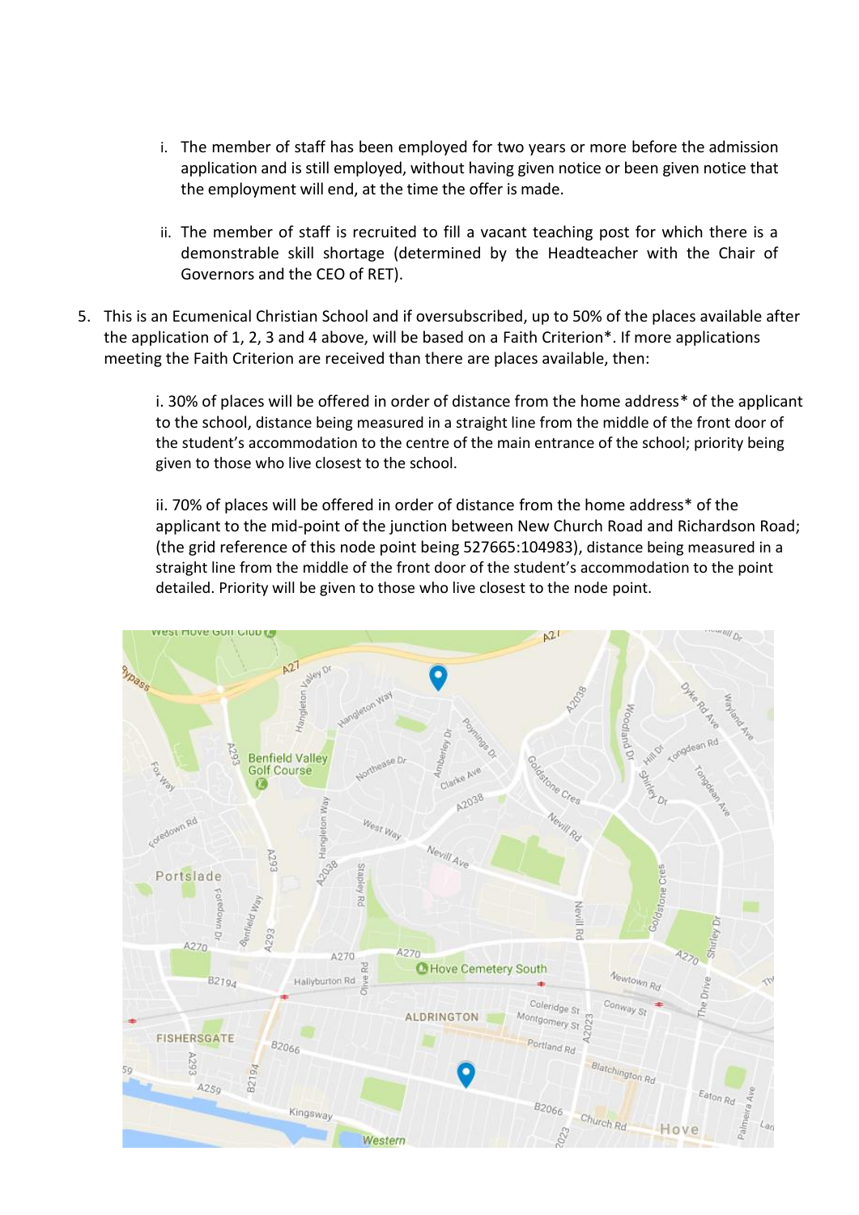i. The member of staff has been employed for two years or more before the admission application and is still employed, without having given notice or been given notice that the employment will end, at the time the offer is made.

   ii. The member of staff is recruited to fill a vacant teaching post for which there is a demonstrable skill shortage (determined by the Headteacher with the Chair of Governors and the CEO of RET).

5. This is an Ecumenical Christian School and if oversubscribed, up to 50% of the places available after the application of 1, 2, 3 and 4 above, will be based on a Faith Criterion*. If more applications meeting the Faith Criterion are received than there are places available, then:

   i. 30% of places will be offered in order of distance from the home address* of the applicant to the school, distance being measured in a straight line from the middle of the front door of the student's accommodation to the centre of the main entrance of the school; priority being given to those who live closest to the school.

   ii. 70% of places will be offered in order of distance from the home address* of the applicant to the mid-point of the junction between New Church Road and Richardson Road; (the grid reference of this node point being 527665:104983), distance being measured in a straight line from the middle of the front door of the student's accommodation to the point detailed. Priority will be given to those who live closest to the node point.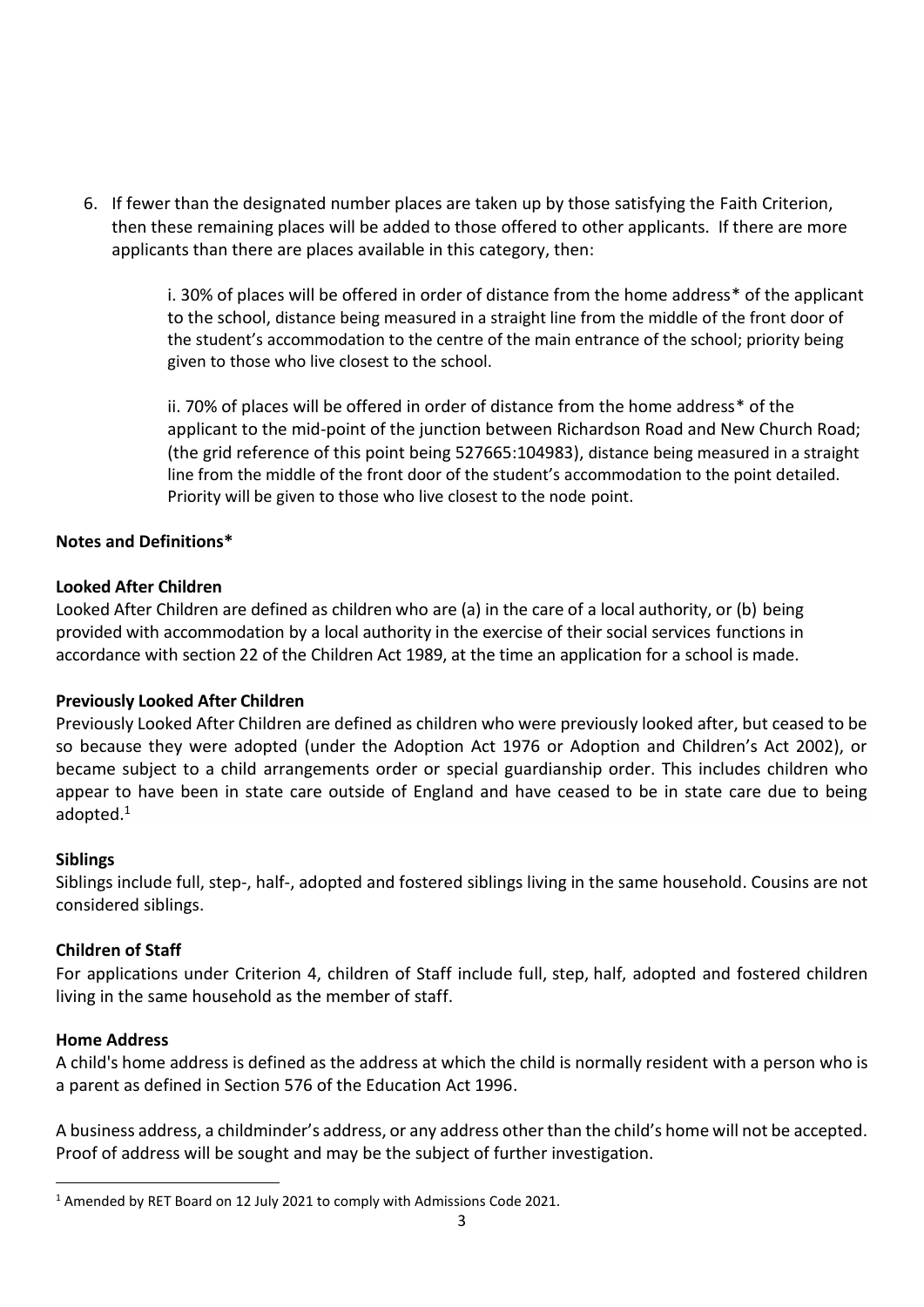6. If fewer than the designated number places are taken up by those satisfying the Faith Criterion, then these remaining places will be added to those offered to other applicants. If there are more applicants than there are places available in this category, then:

   i. 30% of places will be offered in order of distance from the home address* of the applicant to the school, distance being measured in a straight line from the middle of the front door of the student's accommodation to the centre of the main entrance of the school; priority being given to those who live closest to the school.

   ii. 70% of places will be offered in order of distance from the home address* of the applicant to the mid-point of the junction between Richardson Road and New Church Road; (the grid reference of this point being 527665:104983), distance being measured in a straight line from the middle of the front door of the student's accommodation to the point detailed. Priority will be given to those who live closest to the node point.

**Notes and Definitions***

**Looked After Children**

Looked After Children are defined as children who are (a) in the care of a local authority, or (b) being provided with accommodation by a local authority in the exercise of their social services functions in accordance with section 22 of the Children Act 1989, at the time an application for a school is made.

**Previously Looked After Children**

Previously Looked After Children are defined as children who were previously looked after, but ceased to be so because they were adopted (under the Adoption Act 1976 or Adoption and Children's Act 2002), or became subject to a child arrangements order or special guardianship order. This includes children who appear to have been in state care outside of England and have ceased to be in state care due to being adopted.[1]

**Siblings**

Siblings include full, step-, half-, adopted and fostered siblings living in the same household. Cousins are not considered siblings.

**Children of Staff**

For applications under Criterion 4, children of Staff include full, step, half, adopted and fostered children living in the same household as the member of staff.

**Home Address**

A child's home address is defined as the address at which the child is normally resident with a person who is a parent as defined in Section 576 of the Education Act 1996.

A business address, a childminder's address, or any address other than the child's home will not be accepted. Proof of address will be sought and may be the subject of further investigation.

[1] Amended by RET Board on 12 July 2021 to comply with Admissions Code 2021.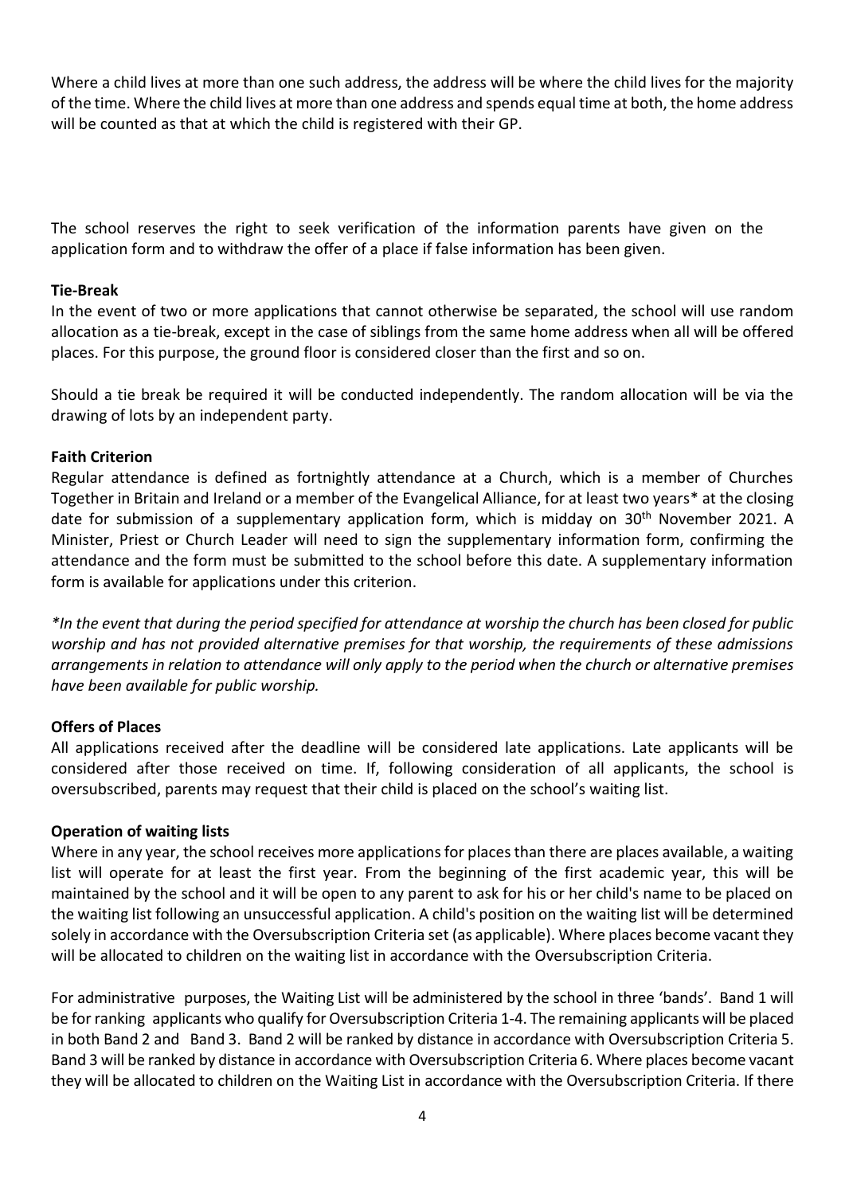Where a child lives at more than one such address, the address will be where the child lives for the majority of the time. Where the child lives at more than one address and spends equal time at both, the home address will be counted as that at which the child is registered with their GP.

The school reserves the right to seek verification of the information parents have given on the application form and to withdraw the offer of a place if false information has been given.

**Tie-Break**

In the event of two or more applications that cannot otherwise be separated, the school will use random allocation as a tie-break, except in the case of siblings from the same home address when all will be offered places. For this purpose, the ground floor is considered closer than the first and so on.

Should a tie break be required it will be conducted independently. The random allocation will be via the drawing of lots by an independent party.

**Faith Criterion**

Regular attendance is defined as fortnightly attendance at a Church, which is a member of Churches Together in Britain and Ireland or a member of the Evangelical Alliance, for at least two years* at the closing date for submission of a supplementary application form, which is midday on 30th November 2021. A Minister, Priest or Church Leader will need to sign the supplementary information form, confirming the attendance and the form must be submitted to the school before this date. A supplementary information form is available for applications under this criterion.

*\*In the event that during the period specified for attendance at worship the church has been closed for public worship and has not provided alternative premises for that worship, the requirements of these admissions arrangements in relation to attendance will only apply to the period when the church or alternative premises have been available for public worship.*

**Offers of Places**

All applications received after the deadline will be considered late applications. Late applicants will be considered after those received on time. If, following consideration of all applicants, the school is oversubscribed, parents may request that their child is placed on the school's waiting list.

**Operation of waiting lists**

Where in any year, the school receives more applications for places than there are places available, a waiting list will operate for at least the first year. From the beginning of the first academic year, this will be maintained by the school and it will be open to any parent to ask for his or her child's name to be placed on the waiting list following an unsuccessful application. A child's position on the waiting list will be determined solely in accordance with the Oversubscription Criteria set (as applicable). Where places become vacant they will be allocated to children on the waiting list in accordance with the Oversubscription Criteria.

For administrative purposes, the Waiting List will be administered by the school in three 'bands'. Band 1 will be for ranking applicants who qualify for Oversubscription Criteria 1-4. The remaining applicants will be placed in both Band 2 and Band 3. Band 2 will be ranked by distance in accordance with Oversubscription Criteria 5. Band 3 will be ranked by distance in accordance with Oversubscription Criteria 6. Where places become vacant they will be allocated to children on the Waiting List in accordance with the Oversubscription Criteria. If there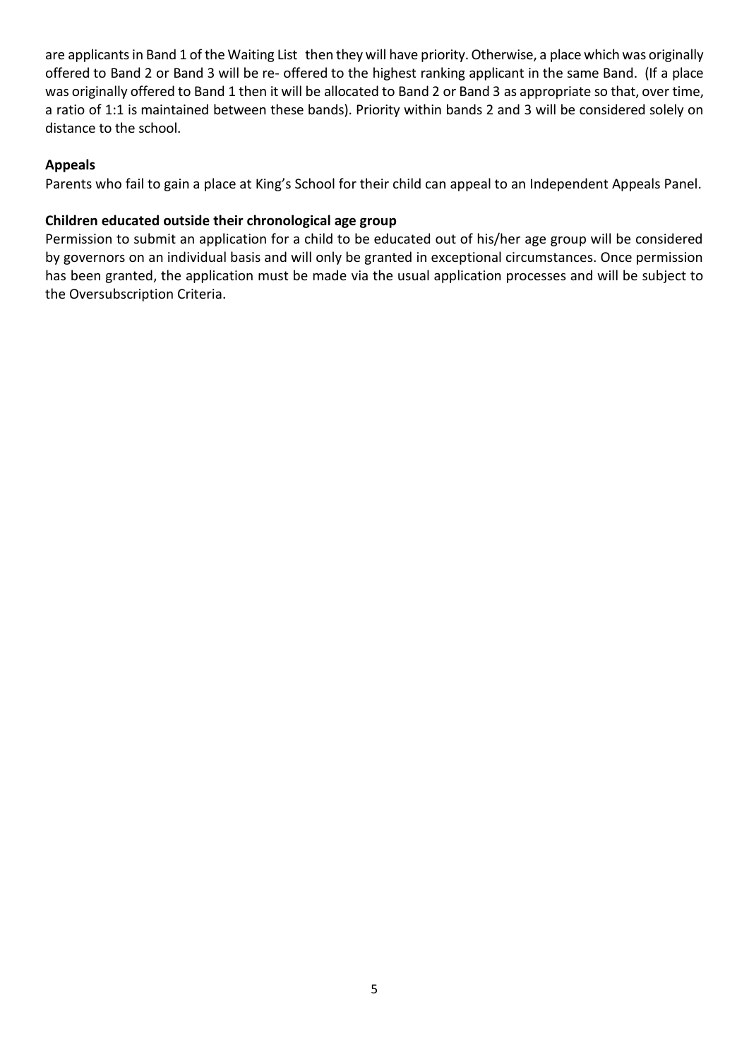are applicants in Band 1 of the Waiting List then they will have priority. Otherwise, a place which was originally offered to Band 2 or Band 3 will be re- offered to the highest ranking applicant in the same Band. (If a place was originally offered to Band 1 then it will be allocated to Band 2 or Band 3 as appropriate so that, over time, a ratio of 1:1 is maintained between these bands). Priority within bands 2 and 3 will be considered solely on distance to the school.

**Appeals**

Parents who fail to gain a place at King's School for their child can appeal to an Independent Appeals Panel.

**Children educated outside their chronological age group**

Permission to submit an application for a child to be educated out of his/her age group will be considered by governors on an individual basis and will only be granted in exceptional circumstances. Once permission has been granted, the application must be made via the usual application processes and will be subject to the Oversubscription Criteria.